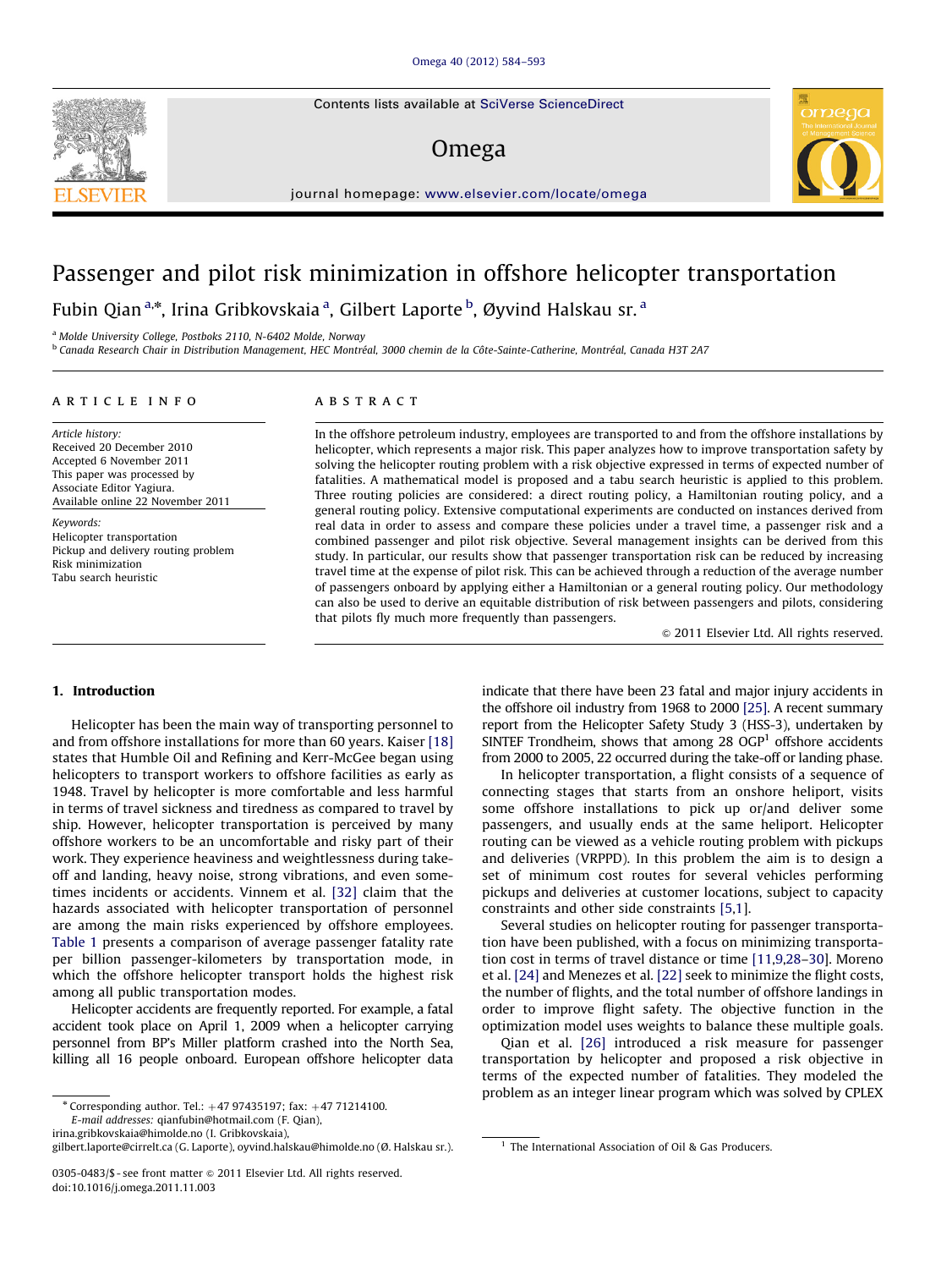# Passenger and pilot risk minimization in offshore helicopter transportation

Fubin Qian [a,*], Irina Gribkovskaia [a], Gilbert Laporte [b], Øyvind Halskau sr. [a]

[a] Molde University College, Postboks 2110, N-6402 Molde, Norway

[b] Canada Research Chair in Distribution Management, HEC Montréal, 3000 chemin de la Côte-Sainte-Catherine, Montréal, Canada H3T 2A7

## ARTICLE INFO

*Article history:*
Received 20 December 2010
Accepted 6 November 2011
This paper was processed by Associate Editor Yagiura.
Available online 22 November 2011

*Keywords:*
Helicopter transportation
Pickup and delivery routing problem
Risk minimization
Tabu search heuristic

## ABSTRACT

In the offshore petroleum industry, employees are transported to and from the offshore installations by helicopter, which represents a major risk. This paper analyzes how to improve transportation safety by solving the helicopter routing problem with a risk objective expressed in terms of expected number of fatalities. A mathematical model is proposed and a tabu search heuristic is applied to this problem. Three routing policies are considered: a direct routing policy, a Hamiltonian routing policy, and a general routing policy. Extensive computational experiments are conducted on instances derived from real data in order to assess and compare these policies under a travel time, a passenger risk and a combined passenger and pilot risk objective. Several management insights can be derived from this study. In particular, our results show that passenger transportation risk can be reduced by increasing travel time at the expense of pilot risk. This can be achieved through a reduction of the average number of passengers onboard by applying either a Hamiltonian or a general routing policy. Our methodology can also be used to derive an equitable distribution of risk between passengers and pilots, considering that pilots fly much more frequently than passengers.

© 2011 Elsevier Ltd. All rights reserved.

## 1. Introduction

Helicopter has been the main way of transporting personnel to and from offshore installations for more than 60 years. Kaiser [18] states that Humble Oil and Refining and Kerr-McGee began using helicopters to transport workers to offshore facilities as early as 1948. Travel by helicopter is more comfortable and less harmful in terms of travel sickness and tiredness as compared to travel by ship. However, helicopter transportation is perceived by many offshore workers to be an uncomfortable and risky part of their work. They experience heaviness and weightlessness during take-off and landing, heavy noise, strong vibrations, and even sometimes incidents or accidents. Vinnem et al. [32] claim that the hazards associated with helicopter transportation of personnel are among the main risks experienced by offshore employees. Table 1 presents a comparison of average passenger fatality rate per billion passenger-kilometers by transportation mode, in which the offshore helicopter transport holds the highest risk among all public transportation modes.

Helicopter accidents are frequently reported. For example, a fatal accident took place on April 1, 2009 when a helicopter carrying personnel from BP's Miller platform crashed into the North Sea, killing all 16 people onboard. European offshore helicopter data indicate that there have been 23 fatal and major injury accidents in the offshore oil industry from 1968 to 2000 [25]. A recent summary report from the Helicopter Safety Study 3 (HSS-3), undertaken by SINTEF Trondheim, shows that among 28 OGP[1] offshore accidents from 2000 to 2005, 22 occurred during the take-off or landing phase.

In helicopter transportation, a flight consists of a sequence of connecting stages that starts from an onshore heliport, visits some offshore installations to pick up or/and deliver some passengers, and usually ends at the same heliport. Helicopter routing can be viewed as a vehicle routing problem with pickups and deliveries (VRPPD). In this problem the aim is to design a set of minimum cost routes for several vehicles performing pickups and deliveries at customer locations, subject to capacity constraints and other side constraints [5,1].

Several studies on helicopter routing for passenger transportation have been published, with a focus on minimizing transportation cost in terms of travel distance or time [11,9,28–30]. Moreno et al. [24] and Menezes et al. [22] seek to minimize the flight costs, the number of flights, and the total number of offshore landings in order to improve flight safety. The objective function in the optimization model uses weights to balance these multiple goals.

Qian et al. [26] introduced a risk measure for passenger transportation by helicopter and proposed a risk objective in terms of the expected number of fatalities. They modeled the problem as an integer linear program which was solved by CPLEX

---

* Corresponding author. Tel.: +47 97435197; fax: +47 71214100.
E-mail addresses: qianfubin@hotmail.com (F. Qian), irina.gribkovskaia@himolde.no (I. Gribkovskaia), gilbert.laporte@cirrelt.ca (G. Laporte), oyvind.halskau@himolde.no (Ø. Halskau sr.).

[1] The International Association of Oil & Gas Producers.

0305-0483/$ - see front matter © 2011 Elsevier Ltd. All rights reserved.
doi:10.1016/j.omega.2011.11.003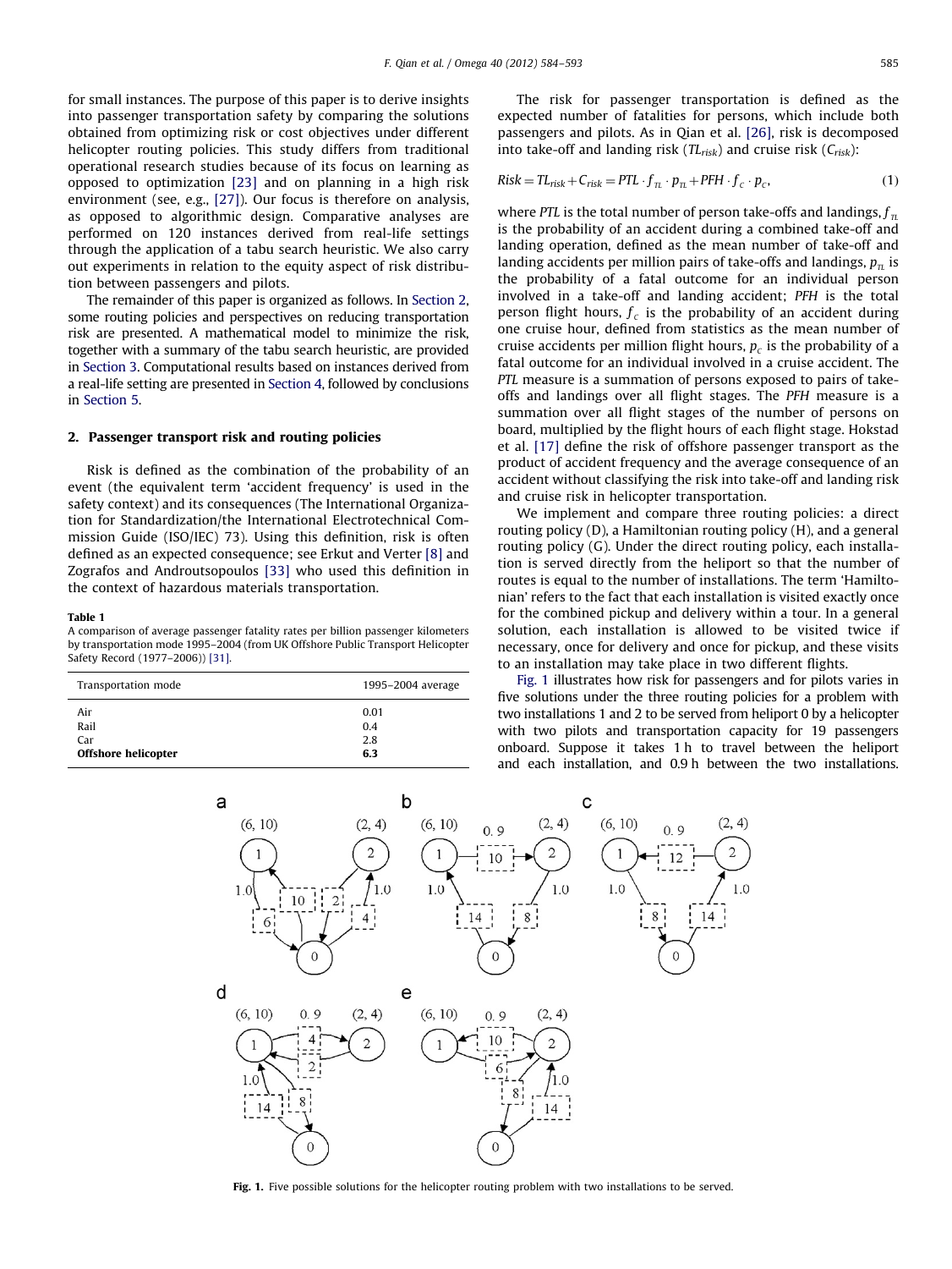for small instances. The purpose of this paper is to derive insights into passenger transportation safety by comparing the solutions obtained from optimizing risk or cost objectives under different helicopter routing policies. This study differs from traditional operational research studies because of its focus on learning as opposed to optimization [23] and on planning in a high risk environment (see, e.g., [27]). Our focus is therefore on analysis, as opposed to algorithmic design. Comparative analyses are performed on 120 instances derived from real-life settings through the application of a tabu search heuristic. We also carry out experiments in relation to the equity aspect of risk distribution between passengers and pilots.

The remainder of this paper is organized as follows. In Section 2, some routing policies and perspectives on reducing transportation risk are presented. A mathematical model to minimize the risk, together with a summary of the tabu search heuristic, are provided in Section 3. Computational results based on instances derived from a real-life setting are presented in Section 4, followed by conclusions in Section 5.

## 2. Passenger transport risk and routing policies

Risk is defined as the combination of the probability of an event (the equivalent term 'accident frequency' is used in the safety context) and its consequences (The International Organization for Standardization/the International Electrotechnical Commission Guide (ISO/IEC) 73). Using this definition, risk is often defined as an expected consequence; see Erkut and Verter [8] and Zografos and Androutsopoulos [33] who used this definition in the context of hazardous materials transportation.

**Table 1**
A comparison of average passenger fatality rates per billion passenger kilometers by transportation mode 1995–2004 (from UK Offshore Public Transport Helicopter Safety Record (1977–2006)) [31].

| Transportation mode | 1995–2004 average |
|---|---|
| Air | 0.01 |
| Rail | 0.4 |
| Car | 2.8 |
| **Offshore helicopter** | **6.3** |

The risk for passenger transportation is defined as the expected number of fatalities for persons, which include both passengers and pilots. As in Qian et al. [26], risk is decomposed into take-off and landing risk ($TL_{risk}$) and cruise risk ($C_{risk}$):

$$Risk = TL_{risk} + C_{risk} = PTL \cdot f_{TL} \cdot p_{TL} + PFH \cdot f_c \cdot p_c, \tag{1}$$

where $PTL$ is the total number of person take-offs and landings, $f_{TL}$ is the probability of an accident during a combined take-off and landing operation, defined as the mean number of take-off and landing accidents per million pairs of take-offs and landings, $p_{TL}$ is the probability of a fatal outcome for an individual person involved in a take-off and landing accident; $PFH$ is the total person flight hours, $f_c$ is the probability of an accident during one cruise hour, defined from statistics as the mean number of cruise accidents per million flight hours, $p_c$ is the probability of a fatal outcome for an individual involved in a cruise accident. The $PTL$ measure is a summation of persons exposed to pairs of take-offs and landings over all flight stages. The $PFH$ measure is a summation over all flight stages of the number of persons on board, multiplied by the flight hours of each flight stage. Hokstad et al. [17] define the risk of offshore passenger transport as the product of accident frequency and the average consequence of an accident without classifying the risk into take-off and landing risk and cruise risk in helicopter transportation.

We implement and compare three routing policies: a direct routing policy (D), a Hamiltonian routing policy (H), and a general routing policy (G). Under the direct routing policy, each installation is served directly from the heliport so that the number of routes is equal to the number of installations. The term 'Hamiltonian' refers to the fact that each installation is visited exactly once for the combined pickup and delivery within a tour. In a general solution, each installation is allowed to be visited twice if necessary, once for delivery and once for pickup, and these visits to an installation may take place in two different flights.

Fig. 1 illustrates how risk for passengers and for pilots varies in five solutions under the three routing policies for a problem with two installations 1 and 2 to be served from heliport 0 by a helicopter with two pilots and transportation capacity for 19 passengers onboard. Suppose it takes 1 h to travel between the heliport and each installation, and 0.9 h between the two installations.

Fig. 1. Five possible solutions for the helicopter routing problem with two installations to be served.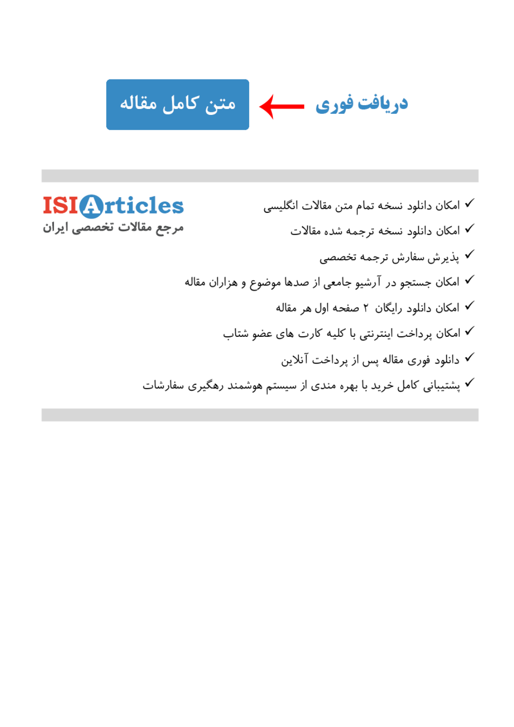دریافت فوری ← متن کامل مقاله

**ISIArticles**
مرجع مقالات تخصصی ایران

- ✓ امکان دانلود نسخه تمام متن مقالات انگلیسی
- ✓ امکان دانلود نسخه ترجمه شده مقالات
- ✓ پذیرش سفارش ترجمه تخصصی
- ✓ امکان جستجو در آرشیو جامعی از صدها موضوع و هزاران مقاله
- ✓ امکان دانلود رایگان ۲ صفحه اول هر مقاله
- ✓ امکان پرداخت اینترنتی با کلیه کارت های عضو شتاب
- ✓ دانلود فوری مقاله پس از پرداخت آنلاین
- ✓ پشتیبانی کامل خرید با بهره مندی از سیستم هوشمند رهگیری سفارشات